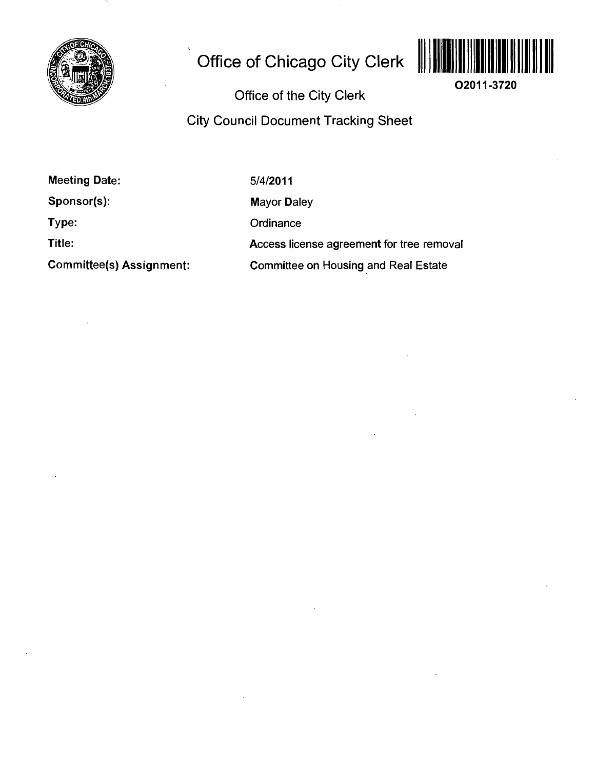# Office of Chicago City Clerk

O2011-3720

## Office of the City Clerk

## City Council Document Tracking Sheet

| | |
|---|---|
| **Meeting Date:** | 5/4/2011 |
| **Sponsor(s):** | Mayor Daley |
| **Type:** | Ordinance |
| **Title:** | Access license agreement for tree removal |
| **Committee(s) Assignment:** | Committee on Housing and Real Estate |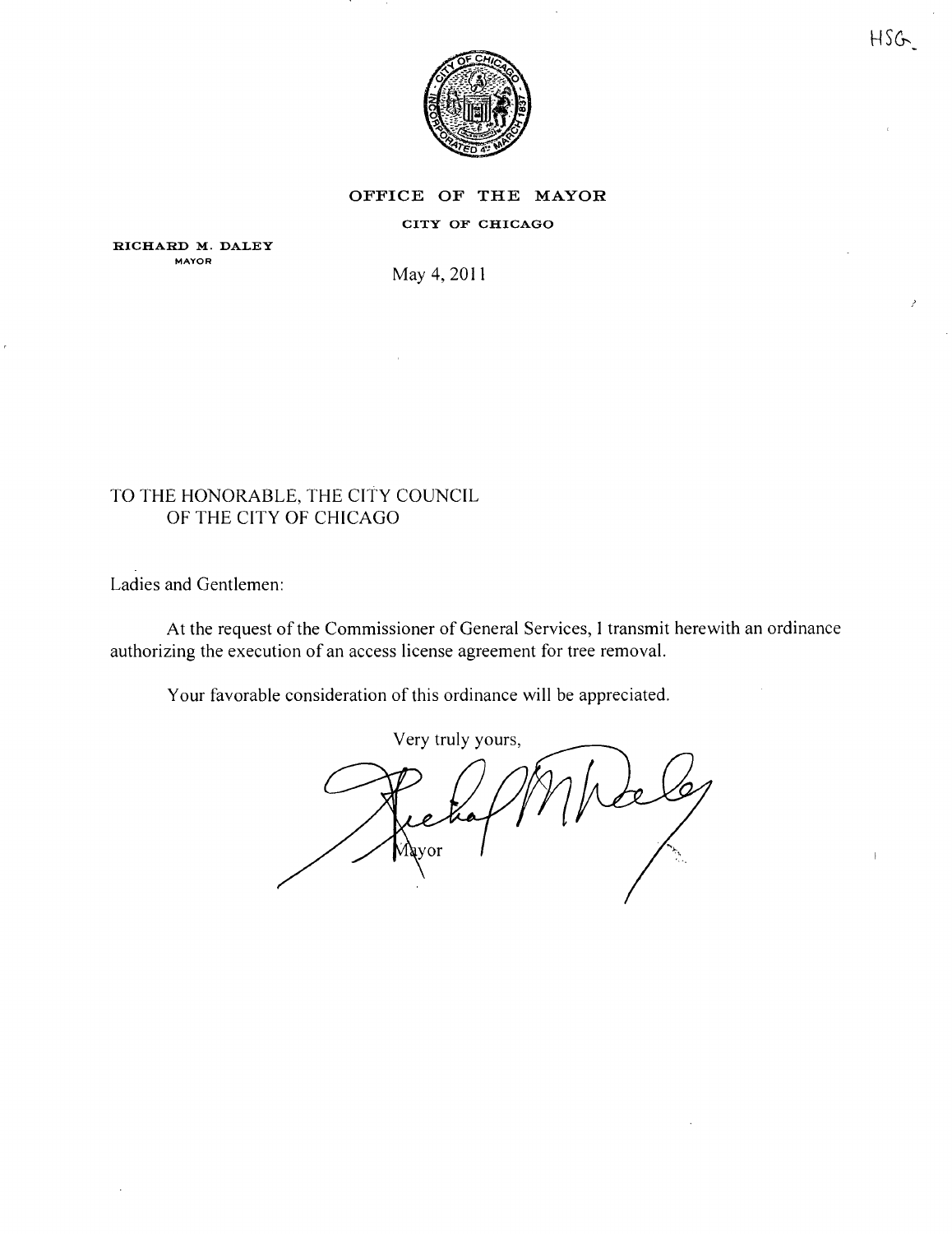HSG

# OFFICE OF THE MAYOR

CITY OF CHICAGO

RICHARD M. DALEY
MAYOR

May 4, 2011

TO THE HONORABLE, THE CITY COUNCIL
OF THE CITY OF CHICAGO

Ladies and Gentlemen:

At the request of the Commissioner of General Services, I transmit herewith an ordinance authorizing the execution of an access license agreement for tree removal.

Your favorable consideration of this ordinance will be appreciated.

Very truly yours,

Mayor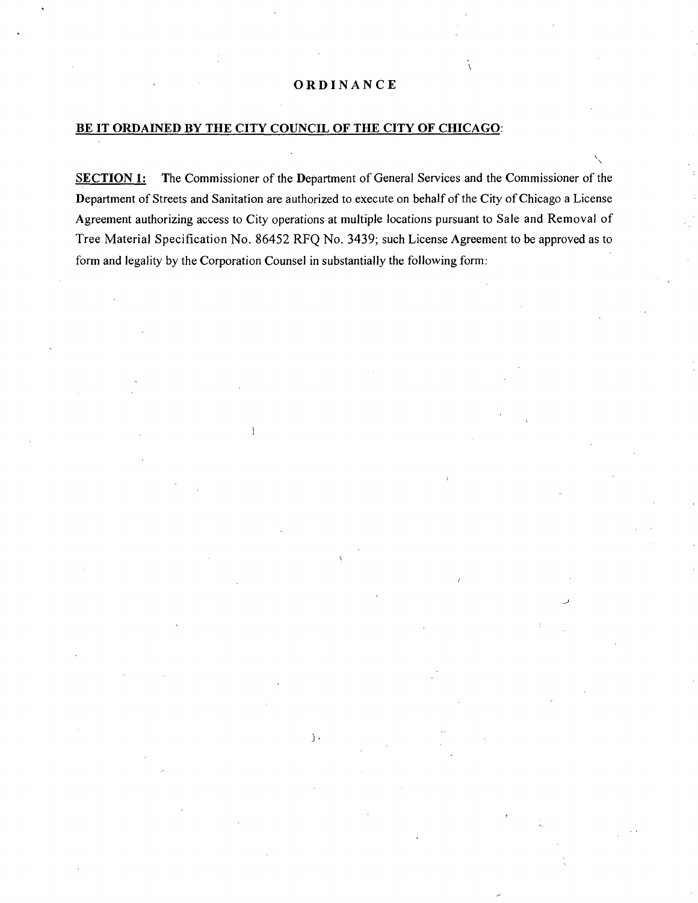# ORDINANCE

**BE IT ORDAINED BY THE CITY COUNCIL OF THE CITY OF CHICAGO:**

**SECTION 1:** The Commissioner of the Department of General Services and the Commissioner of the Department of Streets and Sanitation are authorized to execute on behalf of the City of Chicago a License Agreement authorizing access to City operations at multiple locations pursuant to Sale and Removal of Tree Material Specification No. 86452 RFQ No. 3439; such License Agreement to be approved as to form and legality by the Corporation Counsel in substantially the following form: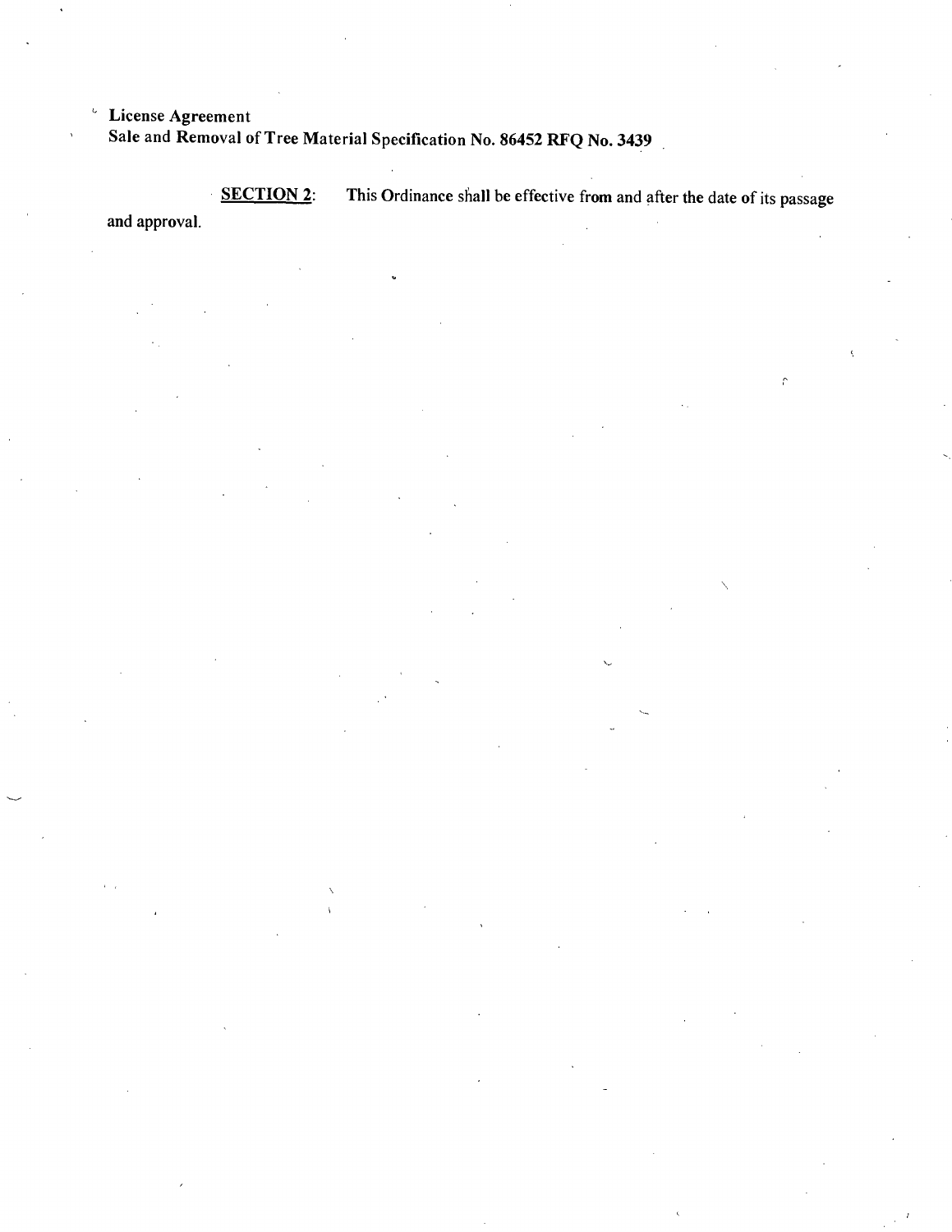**SECTION 2**: This Ordinance shall be effective from and after the date of its passage and approval.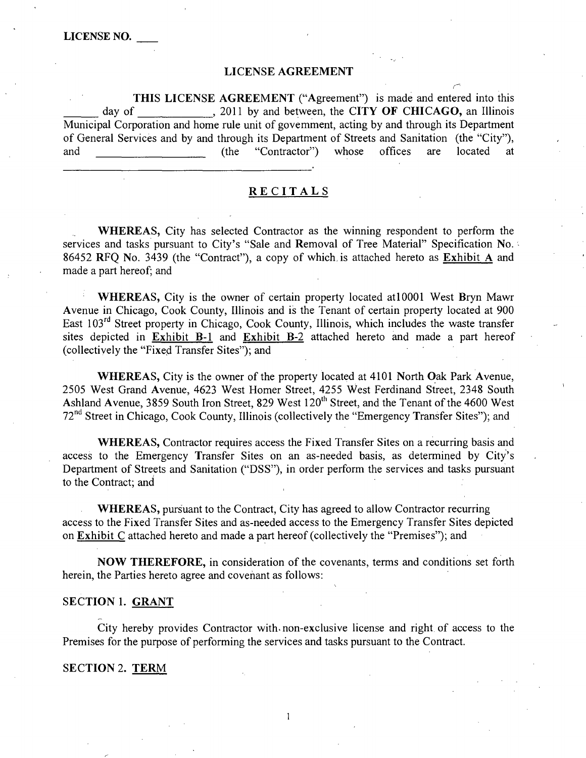LICENSE NO. ___

## LICENSE AGREEMENT

**THIS LICENSE AGREEMENT** ("Agreement") is made and entered into this ______ day of ____________, 2011 by and between, the **CITY OF CHICAGO,** an Illinois Municipal Corporation and home rule unit of government, acting by and through its Department of General Services and by and through its Department of Streets and Sanitation (the "City"), and __________________ (the "Contractor") whose offices are located at ____________________________________________.

## RECITALS

**WHEREAS,** City has selected Contractor as the winning respondent to perform the services and tasks pursuant to City's "Sale and Removal of Tree Material" Specification No. 86452 RFQ No. 3439 (the "Contract"), a copy of which is attached hereto as Exhibit A and made a part hereof; and

**WHEREAS,** City is the owner of certain property located at10001 West Bryn Mawr Avenue in Chicago, Cook County, Illinois and is the Tenant of certain property located at 900 East 103rd Street property in Chicago, Cook County, Illinois, which includes the waste transfer sites depicted in Exhibit B-1 and Exhibit B-2 attached hereto and made a part hereof (collectively the "Fixed Transfer Sites"); and

**WHEREAS,** City is the owner of the property located at 4101 North Oak Park Avenue, 2505 West Grand Avenue, 4623 West Homer Street, 4255 West Ferdinand Street, 2348 South Ashland Avenue, 3859 South Iron Street, 829 West 120th Street, and the Tenant of the 4600 West 72nd Street in Chicago, Cook County, Illinois (collectively the "Emergency Transfer Sites"); and

**WHEREAS,** Contractor requires access the Fixed Transfer Sites on a recurring basis and access to the Emergency Transfer Sites on an as-needed basis, as determined by City's Department of Streets and Sanitation ("DSS"), in order perform the services and tasks pursuant to the Contract; and

**WHEREAS,** pursuant to the Contract, City has agreed to allow Contractor recurring access to the Fixed Transfer Sites and as-needed access to the Emergency Transfer Sites depicted on Exhibit C attached hereto and made a part hereof (collectively the "Premises"); and

**NOW THEREFORE,** in consideration of the covenants, terms and conditions set forth herein, the Parties hereto agree and covenant as follows:

### SECTION 1. GRANT

City hereby provides Contractor with non-exclusive license and right of access to the Premises for the purpose of performing the services and tasks pursuant to the Contract.

### SECTION 2. TERM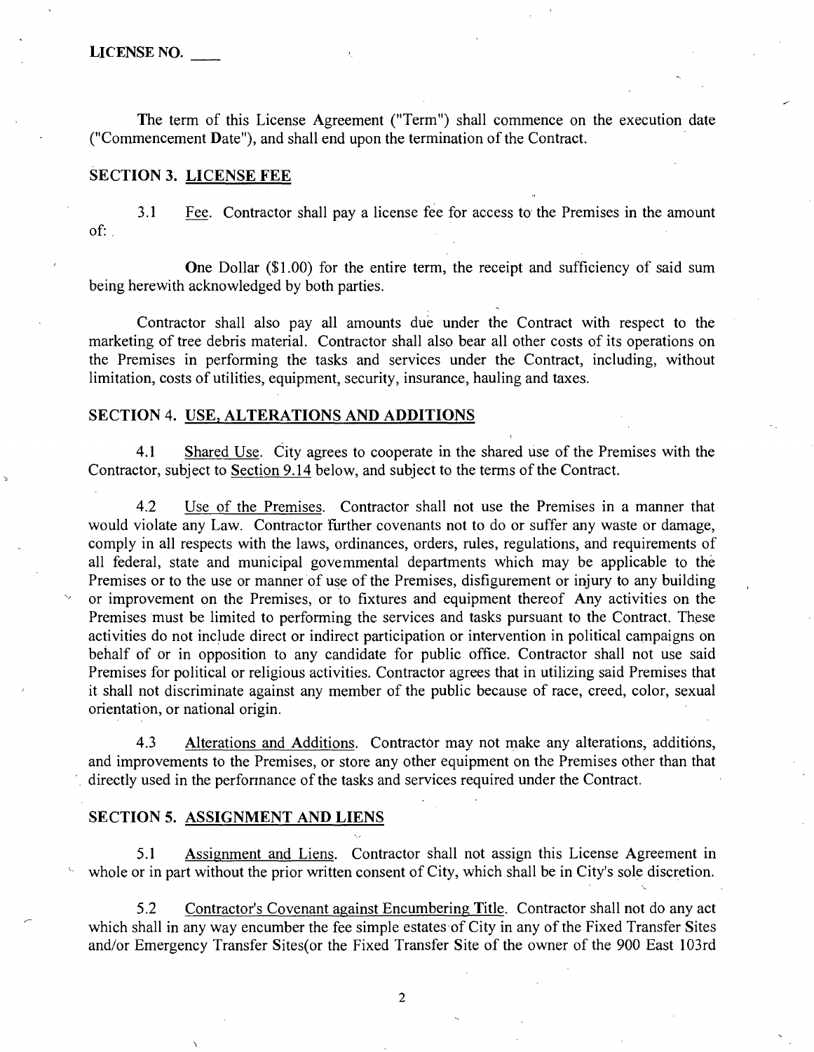LICENSE NO. ____

The term of this License Agreement ("Term") shall commence on the execution date ("Commencement Date"), and shall end upon the termination of the Contract.

## SECTION 3. LICENSE FEE

3.1 Fee. Contractor shall pay a license fee for access to the Premises in the amount of:

One Dollar ($1.00) for the entire term, the receipt and sufficiency of said sum being herewith acknowledged by both parties.

Contractor shall also pay all amounts due under the Contract with respect to the marketing of tree debris material. Contractor shall also bear all other costs of its operations on the Premises in performing the tasks and services under the Contract, including, without limitation, costs of utilities, equipment, security, insurance, hauling and taxes.

## SECTION 4. USE, ALTERATIONS AND ADDITIONS

4.1 Shared Use. City agrees to cooperate in the shared use of the Premises with the Contractor, subject to Section 9.14 below, and subject to the terms of the Contract.

4.2 Use of the Premises. Contractor shall not use the Premises in a manner that would violate any Law. Contractor further covenants not to do or suffer any waste or damage, comply in all respects with the laws, ordinances, orders, rules, regulations, and requirements of all federal, state and municipal governmental departments which may be applicable to the Premises or to the use or manner of use of the Premises, disfigurement or injury to any building or improvement on the Premises, or to fixtures and equipment thereof Any activities on the Premises must be limited to performing the services and tasks pursuant to the Contract. These activities do not include direct or indirect participation or intervention in political campaigns on behalf of or in opposition to any candidate for public office. Contractor shall not use said Premises for political or religious activities. Contractor agrees that in utilizing said Premises that it shall not discriminate against any member of the public because of race, creed, color, sexual orientation, or national origin.

4.3 Alterations and Additions. Contractor may not make any alterations, additions, and improvements to the Premises, or store any other equipment on the Premises other than that directly used in the performance of the tasks and services required under the Contract.

## SECTION 5. ASSIGNMENT AND LIENS

5.1 Assignment and Liens. Contractor shall not assign this License Agreement in whole or in part without the prior written consent of City, which shall be in City's sole discretion.

5.2 Contractor's Covenant against Encumbering Title. Contractor shall not do any act which shall in any way encumber the fee simple estates of City in any of the Fixed Transfer Sites and/or Emergency Transfer Sites(or the Fixed Transfer Site of the owner of the 900 East 103rd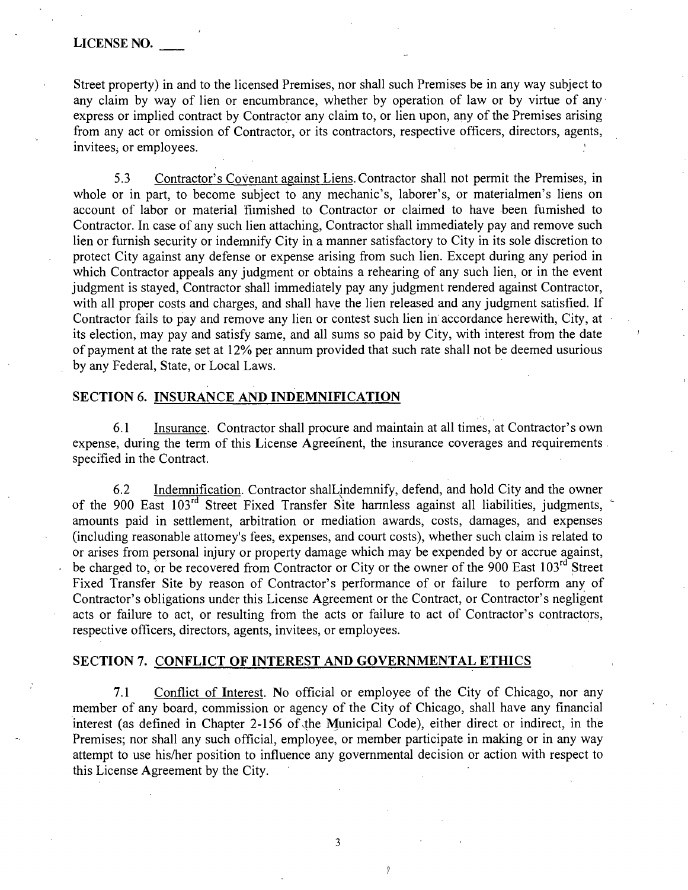LICENSE NO. ____

Street property) in and to the licensed Premises, nor shall such Premises be in any way subject to any claim by way of lien or encumbrance, whether by operation of law or by virtue of any express or implied contract by Contractor any claim to, or lien upon, any of the Premises arising from any act or omission of Contractor, or its contractors, respective officers, directors, agents, invitees, or employees.

5.3 Contractor's Covenant against Liens. Contractor shall not permit the Premises, in whole or in part, to become subject to any mechanic's, laborer's, or materialmen's liens on account of labor or material fumished to Contractor or claimed to have been fumished to Contractor. In case of any such lien attaching, Contractor shall immediately pay and remove such lien or furnish security or indemnify City in a manner satisfactory to City in its sole discretion to protect City against any defense or expense arising from such lien. Except during any period in which Contractor appeals any judgment or obtains a rehearing of any such lien, or in the event judgment is stayed, Contractor shall immediately pay any judgment rendered against Contractor, with all proper costs and charges, and shall have the lien released and any judgment satisfied. If Contractor fails to pay and remove any lien or contest such lien in accordance herewith, City, at its election, may pay and satisfy same, and all sums so paid by City, with interest from the date of payment at the rate set at 12% per annum provided that such rate shall not be deemed usurious by any Federal, State, or Local Laws.

## SECTION 6. INSURANCE AND INDEMNIFICATION

6.1 Insurance. Contractor shall procure and maintain at all times, at Contractor's own expense, during the term of this License Agreement, the insurance coverages and requirements specified in the Contract.

6.2 Indemnification. Contractor shall indemnify, defend, and hold City and the owner of the 900 East 103rd Street Fixed Transfer Site harmless against all liabilities, judgments, amounts paid in settlement, arbitration or mediation awards, costs, damages, and expenses (including reasonable attorney's fees, expenses, and court costs), whether such claim is related to or arises from personal injury or property damage which may be expended by or accrue against, be charged to, or be recovered from Contractor or City or the owner of the 900 East 103rd Street Fixed Transfer Site by reason of Contractor's performance of or failure to perform any of Contractor's obligations under this License Agreement or the Contract, or Contractor's negligent acts or failure to act, or resulting from the acts or failure to act of Contractor's contractors, respective officers, directors, agents, invitees, or employees.

## SECTION 7. CONFLICT OF INTEREST AND GOVERNMENTAL ETHICS

7.1 Conflict of Interest. No official or employee of the City of Chicago, nor any member of any board, commission or agency of the City of Chicago, shall have any financial interest (as defined in Chapter 2-156 of the Municipal Code), either direct or indirect, in the Premises; nor shall any such official, employee, or member participate in making or in any way attempt to use his/her position to influence any governmental decision or action with respect to this License Agreement by the City.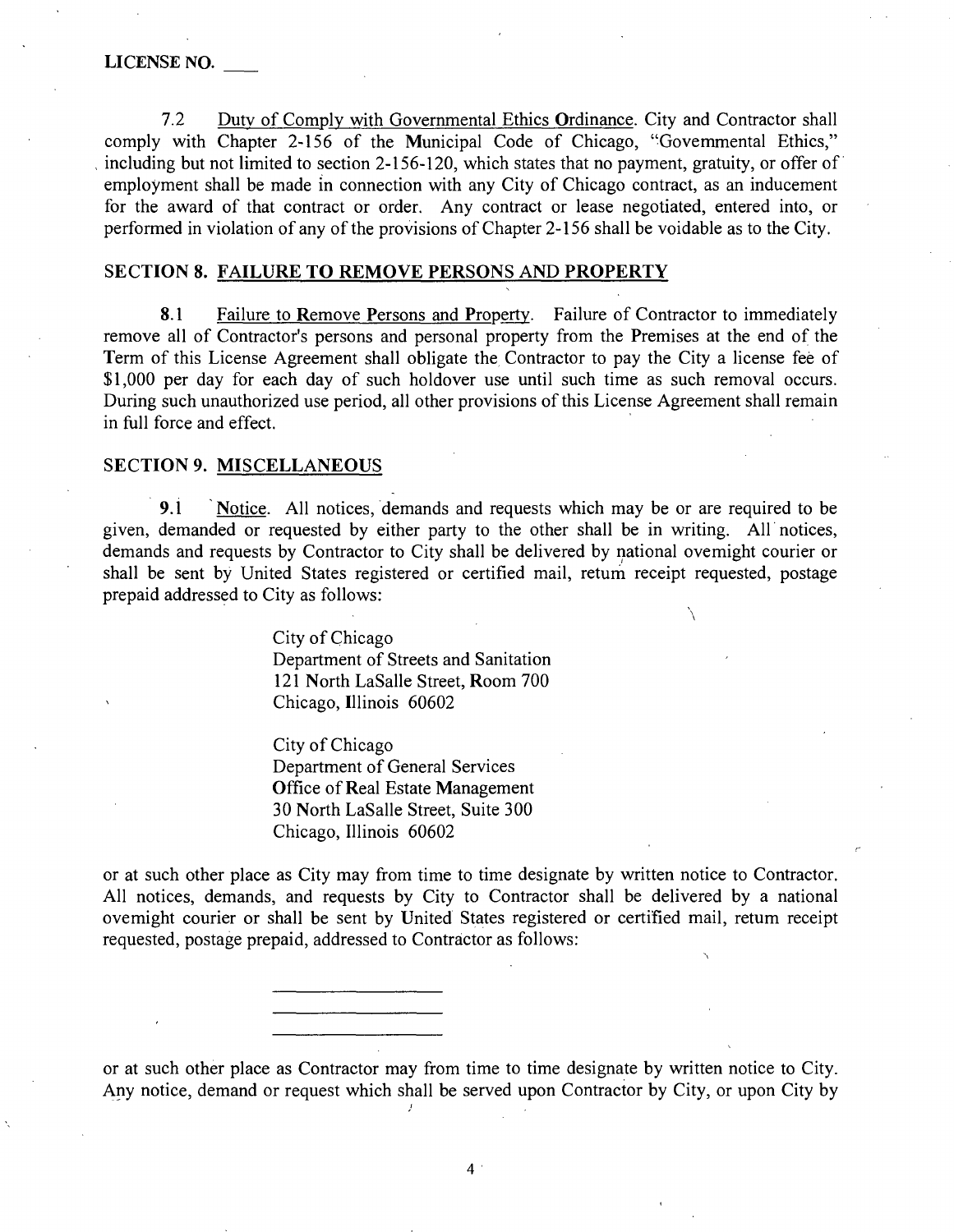LICENSE NO. ____

7.2 Duty of Comply with Governmental Ethics Ordinance. City and Contractor shall comply with Chapter 2-156 of the Municipal Code of Chicago, "Govemmental Ethics," including but not limited to section 2-156-120, which states that no payment, gratuity, or offer of employment shall be made in connection with any City of Chicago contract, as an inducement for the award of that contract or order. Any contract or lease negotiated, entered into, or performed in violation of any of the provisions of Chapter 2-156 shall be voidable as to the City.

## SECTION 8. FAILURE TO REMOVE PERSONS AND PROPERTY

8.1 Failure to Remove Persons and Property. Failure of Contractor to immediately remove all of Contractor's persons and personal property from the Premises at the end of the Term of this License Agreement shall obligate the Contractor to pay the City a license fee of $1,000 per day for each day of such holdover use until such time as such removal occurs. During such unauthorized use period, all other provisions of this License Agreement shall remain in full force and effect.

## SECTION 9. MISCELLANEOUS

9.1 Notice. All notices, demands and requests which may be or are required to be given, demanded or requested by either party to the other shall be in writing. All notices, demands and requests by Contractor to City shall be delivered by national ovemight courier or shall be sent by United States registered or certified mail, retum receipt requested, postage prepaid addressed to City as follows:

> City of Chicago
> Department of Streets and Sanitation
> 121 North LaSalle Street, Room 700
> Chicago, Illinois 60602
>
> City of Chicago
> Department of General Services
> Office of Real Estate Management
> 30 North LaSalle Street, Suite 300
> Chicago, Illinois 60602

or at such other place as City may from time to time designate by written notice to Contractor. All notices, demands, and requests by City to Contractor shall be delivered by a national ovemight courier or shall be sent by United States registered or certified mail, retum receipt requested, postage prepaid, addressed to Contractor as follows:

> ____________________
> ____________________
> ____________________

or at such other place as Contractor may from time to time designate by written notice to City. Any notice, demand or request which shall be served upon Contractor by City, or upon City by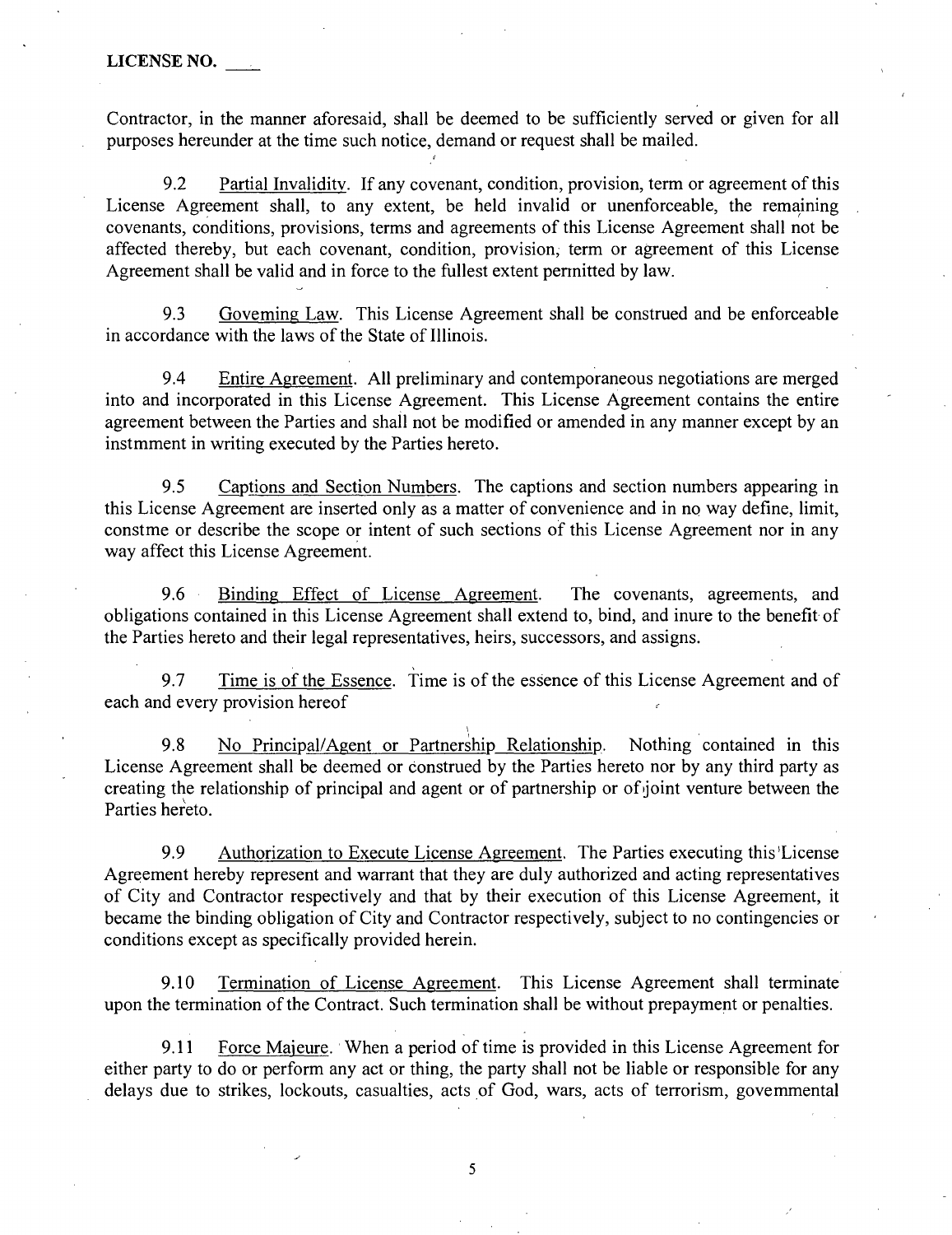Contractor, in the manner aforesaid, shall be deemed to be sufficiently served or given for all purposes hereunder at the time such notice, demand or request shall be mailed.

9.2 Partial Invalidity. If any covenant, condition, provision, term or agreement of this License Agreement shall, to any extent, be held invalid or unenforceable, the remaining covenants, conditions, provisions, terms and agreements of this License Agreement shall not be affected thereby, but each covenant, condition, provision, term or agreement of this License Agreement shall be valid and in force to the fullest extent permitted by law.

9.3 Governing Law. This License Agreement shall be construed and be enforceable in accordance with the laws of the State of Illinois.

9.4 Entire Agreement. All preliminary and contemporaneous negotiations are merged into and incorporated in this License Agreement. This License Agreement contains the entire agreement between the Parties and shall not be modified or amended in any manner except by an instmment in writing executed by the Parties hereto.

9.5 Captions and Section Numbers. The captions and section numbers appearing in this License Agreement are inserted only as a matter of convenience and in no way define, limit, constme or describe the scope or intent of such sections of this License Agreement nor in any way affect this License Agreement.

9.6 Binding Effect of License Agreement. The covenants, agreements, and obligations contained in this License Agreement shall extend to, bind, and inure to the benefit of the Parties hereto and their legal representatives, heirs, successors, and assigns.

9.7 Time is of the Essence. Time is of the essence of this License Agreement and of each and every provision hereof

9.8 No Principal/Agent or Partnership Relationship. Nothing contained in this License Agreement shall be deemed or construed by the Parties hereto nor by any third party as creating the relationship of principal and agent or of partnership or of joint venture between the Parties hereto.

9.9 Authorization to Execute License Agreement. The Parties executing this License Agreement hereby represent and warrant that they are duly authorized and acting representatives of City and Contractor respectively and that by their execution of this License Agreement, it became the binding obligation of City and Contractor respectively, subject to no contingencies or conditions except as specifically provided herein.

9.10 Termination of License Agreement. This License Agreement shall terminate upon the termination of the Contract. Such termination shall be without prepayment or penalties.

9.11 Force Majeure. When a period of time is provided in this License Agreement for either party to do or perform any act or thing, the party shall not be liable or responsible for any delays due to strikes, lockouts, casualties, acts of God, wars, acts of terrorism, govemmental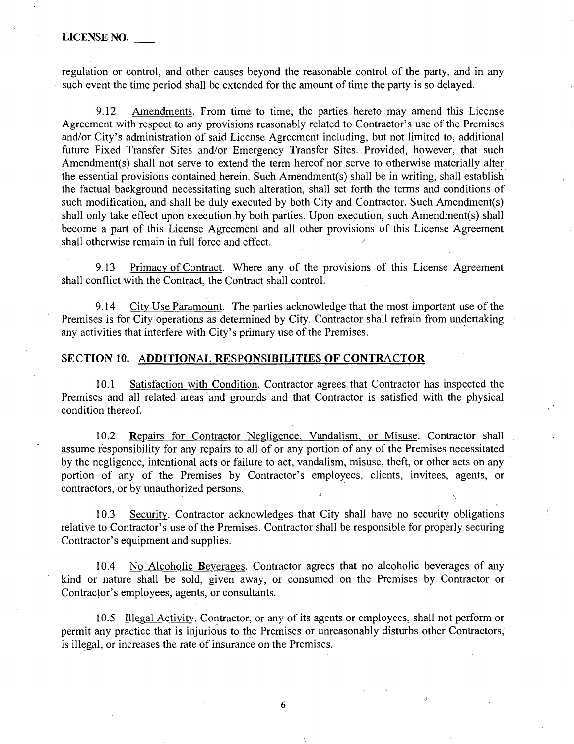regulation or control, and other causes beyond the reasonable control of the party, and in any such event the time period shall be extended for the amount of time the party is so delayed.

9.12 Amendments. From time to time, the parties hereto may amend this License Agreement with respect to any provisions reasonably related to Contractor's use of the Premises and/or City's administration of said License Agreement including, but not limited to, additional future Fixed Transfer Sites and/or Emergency Transfer Sites. Provided, however, that such Amendment(s) shall not serve to extend the term hereof nor serve to otherwise materially alter the essential provisions contained herein. Such Amendment(s) shall be in writing, shall establish the factual background necessitating such alteration, shall set forth the terms and conditions of such modification, and shall be duly executed by both City and Contractor. Such Amendment(s) shall only take effect upon execution by both parties. Upon execution, such Amendment(s) shall become a part of this License Agreement and all other provisions of this License Agreement shall otherwise remain in full force and effect.

9.13 Primacy of Contract. Where any of the provisions of this License Agreement shall conflict with the Contract, the Contract shall control.

9.14 City Use Paramount. The parties acknowledge that the most important use of the Premises is for City operations as determined by City. Contractor shall refrain from undertaking any activities that interfere with City's primary use of the Premises.

## SECTION 10. ADDITIONAL RESPONSIBILITIES OF CONTRACTOR

10.1 Satisfaction with Condition. Contractor agrees that Contractor has inspected the Premises and all related areas and grounds and that Contractor is satisfied with the physical condition thereof.

10.2 Repairs for Contractor Negligence, Vandalism, or Misuse. Contractor shall assume responsibility for any repairs to all of or any portion of any of the Premises necessitated by the negligence, intentional acts or failure to act, vandalism, misuse, theft, or other acts on any portion of any of the Premises by Contractor's employees, clients, invitees, agents, or contractors, or by unauthorized persons.

10.3 Security. Contractor acknowledges that City shall have no security obligations relative to Contractor's use of the Premises. Contractor shall be responsible for properly securing Contractor's equipment and supplies.

10.4 No Alcoholic Beverages. Contractor agrees that no alcoholic beverages of any kind or nature shall be sold, given away, or consumed on the Premises by Contractor or Contractor's employees, agents, or consultants.

10.5 Illegal Activity. Contractor, or any of its agents or employees, shall not perform or permit any practice that is injurious to the Premises or unreasonably disturbs other Contractors, is illegal, or increases the rate of insurance on the Premises.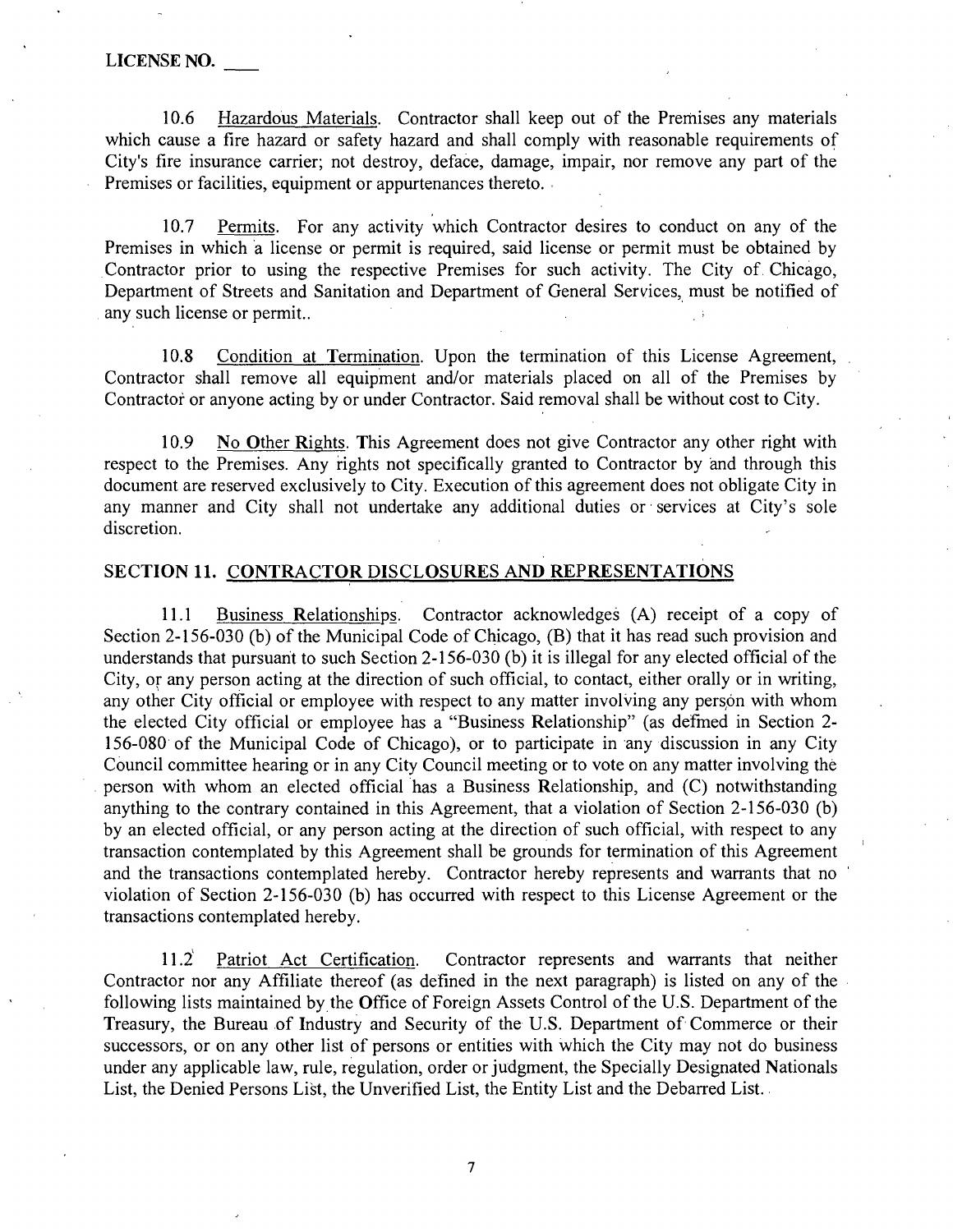LICENSE NO. ____

10.6 Hazardous Materials. Contractor shall keep out of the Premises any materials which cause a fire hazard or safety hazard and shall comply with reasonable requirements of City's fire insurance carrier; not destroy, deface, damage, impair, nor remove any part of the Premises or facilities, equipment or appurtenances thereto.

10.7 Permits. For any activity which Contractor desires to conduct on any of the Premises in which a license or permit is required, said license or permit must be obtained by Contractor prior to using the respective Premises for such activity. The City of Chicago, Department of Streets and Sanitation and Department of General Services, must be notified of any such license or permit..

10.8 Condition at Termination. Upon the termination of this License Agreement, Contractor shall remove all equipment and/or materials placed on all of the Premises by Contractor or anyone acting by or under Contractor. Said removal shall be without cost to City.

10.9 No Other Rights. This Agreement does not give Contractor any other right with respect to the Premises. Any rights not specifically granted to Contractor by and through this document are reserved exclusively to City. Execution of this agreement does not obligate City in any manner and City shall not undertake any additional duties or services at City's sole discretion.

## SECTION 11. CONTRACTOR DISCLOSURES AND REPRESENTATIONS

11.1 Business Relationships. Contractor acknowledges (A) receipt of a copy of Section 2-156-030 (b) of the Municipal Code of Chicago, (B) that it has read such provision and understands that pursuant to such Section 2-156-030 (b) it is illegal for any elected official of the City, or any person acting at the direction of such official, to contact, either orally or in writing, any other City official or employee with respect to any matter involving any person with whom the elected City official or employee has a "Business Relationship" (as defined in Section 2-156-080 of the Municipal Code of Chicago), or to participate in any discussion in any City Council committee hearing or in any City Council meeting or to vote on any matter involving the person with whom an elected official has a Business Relationship, and (C) notwithstanding anything to the contrary contained in this Agreement, that a violation of Section 2-156-030 (b) by an elected official, or any person acting at the direction of such official, with respect to any transaction contemplated by this Agreement shall be grounds for termination of this Agreement and the transactions contemplated hereby. Contractor hereby represents and warrants that no violation of Section 2-156-030 (b) has occurred with respect to this License Agreement or the transactions contemplated hereby.

11.2 Patriot Act Certification. Contractor represents and warrants that neither Contractor nor any Affiliate thereof (as defined in the next paragraph) is listed on any of the following lists maintained by the Office of Foreign Assets Control of the U.S. Department of the Treasury, the Bureau of Industry and Security of the U.S. Department of Commerce or their successors, or on any other list of persons or entities with which the City may not do business under any applicable law, rule, regulation, order or judgment, the Specially Designated Nationals List, the Denied Persons List, the Unverified List, the Entity List and the Debarred List.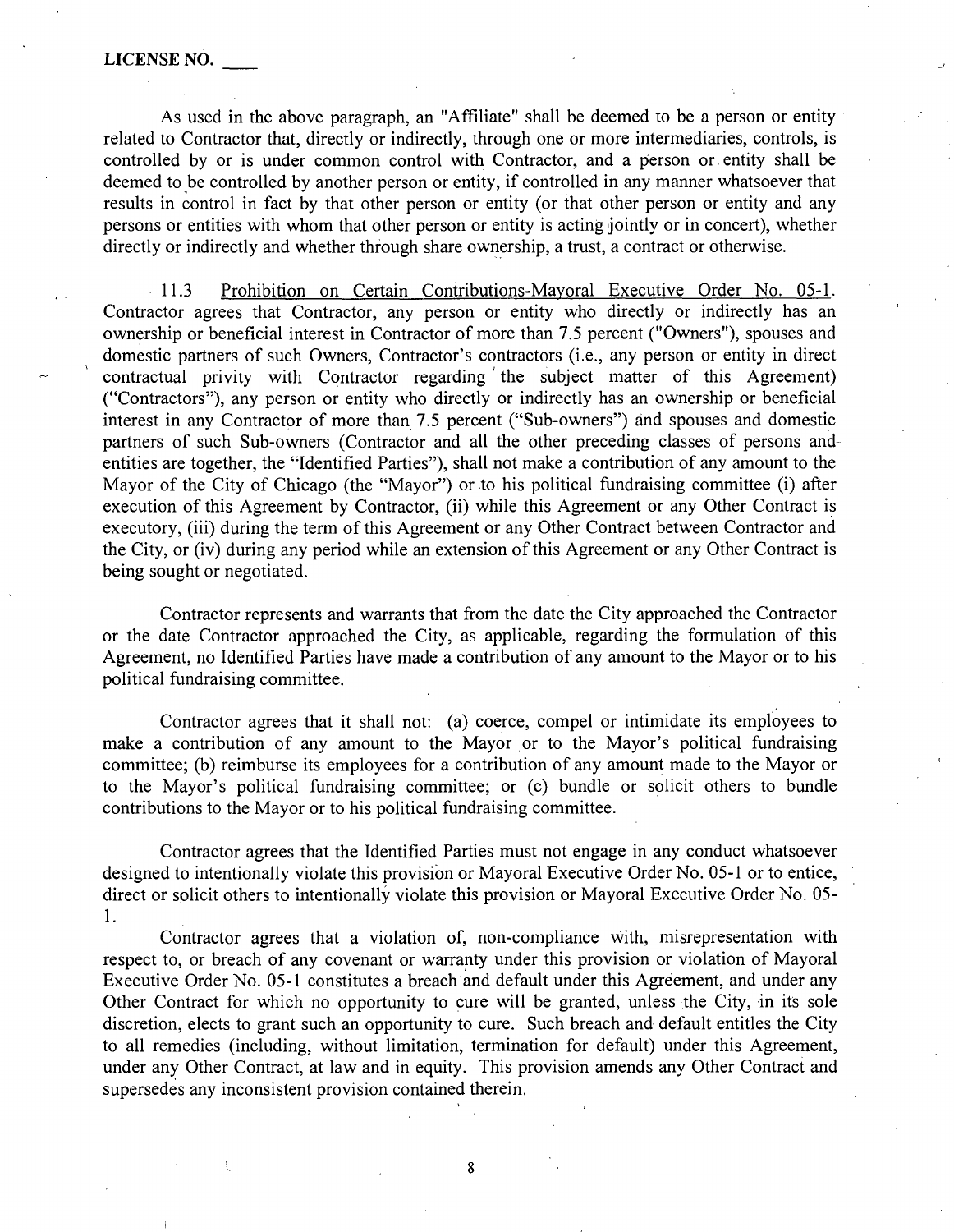As used in the above paragraph, an "Affiliate" shall be deemed to be a person or entity related to Contractor that, directly or indirectly, through one or more intermediaries, controls, is controlled by or is under common control with Contractor, and a person or entity shall be deemed to be controlled by another person or entity, if controlled in any manner whatsoever that results in control in fact by that other person or entity (or that other person or entity and any persons or entities with whom that other person or entity is acting jointly or in concert), whether directly or indirectly and whether through share ownership, a trust, a contract or otherwise.

11.3 Prohibition on Certain Contributions-Mayoral Executive Order No. 05-1. Contractor agrees that Contractor, any person or entity who directly or indirectly has an ownership or beneficial interest in Contractor of more than 7.5 percent ("Owners"), spouses and domestic partners of such Owners, Contractor's contractors (i.e., any person or entity in direct contractual privity with Contractor regarding the subject matter of this Agreement) ("Contractors"), any person or entity who directly or indirectly has an ownership or beneficial interest in any Contractor of more than 7.5 percent ("Sub-owners") and spouses and domestic partners of such Sub-owners (Contractor and all the other preceding classes of persons and entities are together, the "Identified Parties"), shall not make a contribution of any amount to the Mayor of the City of Chicago (the "Mayor") or to his political fundraising committee (i) after execution of this Agreement by Contractor, (ii) while this Agreement or any Other Contract is executory, (iii) during the term of this Agreement or any Other Contract between Contractor and the City, or (iv) during any period while an extension of this Agreement or any Other Contract is being sought or negotiated.

Contractor represents and warrants that from the date the City approached the Contractor or the date Contractor approached the City, as applicable, regarding the formulation of this Agreement, no Identified Parties have made a contribution of any amount to the Mayor or to his political fundraising committee.

Contractor agrees that it shall not: (a) coerce, compel or intimidate its employees to make a contribution of any amount to the Mayor or to the Mayor's political fundraising committee; (b) reimburse its employees for a contribution of any amount made to the Mayor or to the Mayor's political fundraising committee; or (c) bundle or solicit others to bundle contributions to the Mayor or to his political fundraising committee.

Contractor agrees that the Identified Parties must not engage in any conduct whatsoever designed to intentionally violate this provision or Mayoral Executive Order No. 05-1 or to entice, direct or solicit others to intentionally violate this provision or Mayoral Executive Order No. 05-1.

Contractor agrees that a violation of, non-compliance with, misrepresentation with respect to, or breach of any covenant or warranty under this provision or violation of Mayoral Executive Order No. 05-1 constitutes a breach and default under this Agreement, and under any Other Contract for which no opportunity to cure will be granted, unless the City, in its sole discretion, elects to grant such an opportunity to cure. Such breach and default entitles the City to all remedies (including, without limitation, termination for default) under this Agreement, under any Other Contract, at law and in equity. This provision amends any Other Contract and supersedes any inconsistent provision contained therein.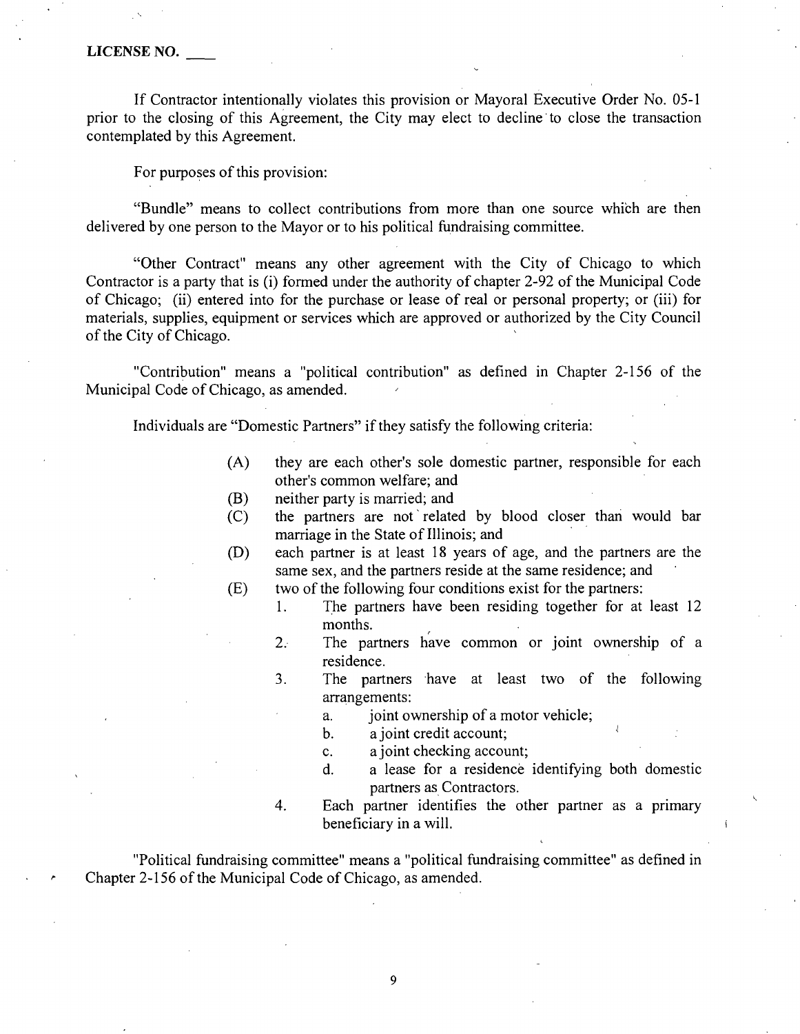If Contractor intentionally violates this provision or Mayoral Executive Order No. 05-1 prior to the closing of this Agreement, the City may elect to decline to close the transaction contemplated by this Agreement.

For purposes of this provision:

"Bundle" means to collect contributions from more than one source which are then delivered by one person to the Mayor or to his political fundraising committee.

"Other Contract" means any other agreement with the City of Chicago to which Contractor is a party that is (i) formed under the authority of chapter 2-92 of the Municipal Code of Chicago; (ii) entered into for the purchase or lease of real or personal property; or (iii) for materials, supplies, equipment or services which are approved or authorized by the City Council of the City of Chicago.

"Contribution" means a "political contribution" as defined in Chapter 2-156 of the Municipal Code of Chicago, as amended.

Individuals are "Domestic Partners" if they satisfy the following criteria:

(A) they are each other's sole domestic partner, responsible for each other's common welfare; and

(B) neither party is married; and

(C) the partners are not related by blood closer than would bar marriage in the State of Illinois; and

(D) each partner is at least 18 years of age, and the partners are the same sex, and the partners reside at the same residence; and

(E) two of the following four conditions exist for the partners:

1. The partners have been residing together for at least 12 months.
2. The partners have common or joint ownership of a residence.
3. The partners have at least two of the following arrangements:
   a. joint ownership of a motor vehicle;
   b. a joint credit account;
   c. a joint checking account;
   d. a lease for a residence identifying both domestic partners as Contractors.
4. Each partner identifies the other partner as a primary beneficiary in a will.

"Political fundraising committee" means a "political fundraising committee" as defined in Chapter 2-156 of the Municipal Code of Chicago, as amended.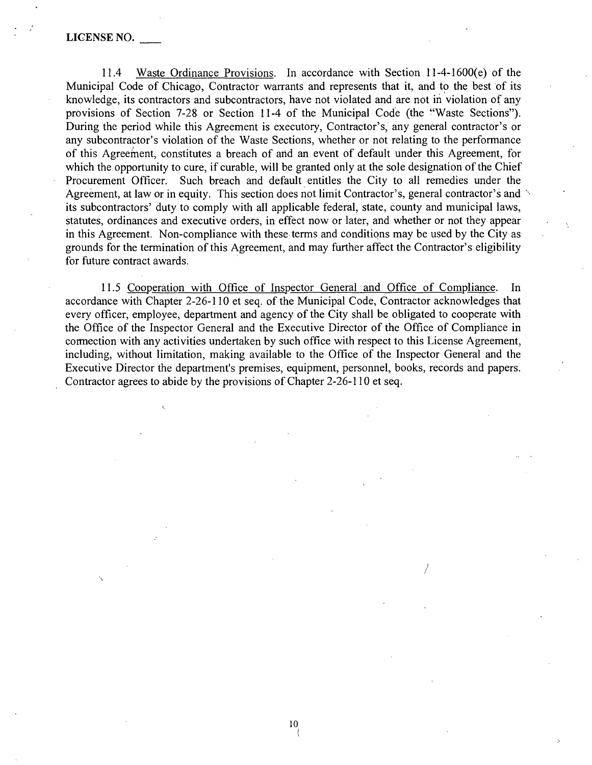LICENSE NO. ____

11.4 Waste Ordinance Provisions. In accordance with Section 11-4-1600(e) of the Municipal Code of Chicago, Contractor warrants and represents that it, and to the best of its knowledge, its contractors and subcontractors, have not violated and are not in violation of any provisions of Section 7-28 or Section 11-4 of the Municipal Code (the "Waste Sections"). During the period while this Agreement is executory, Contractor's, any general contractor's or any subcontractor's violation of the Waste Sections, whether or not relating to the performance of this Agreement, constitutes a breach of and an event of default under this Agreement, for which the opportunity to cure, if curable, will be granted only at the sole designation of the Chief Procurement Officer. Such breach and default entitles the City to all remedies under the Agreement, at law or in equity. This section does not limit Contractor's, general contractor's and its subcontractors' duty to comply with all applicable federal, state, county and municipal laws, statutes, ordinances and executive orders, in effect now or later, and whether or not they appear in this Agreement. Non-compliance with these terms and conditions may be used by the City as grounds for the termination of this Agreement, and may further affect the Contractor's eligibility for future contract awards.

11.5 Cooperation with Office of Inspector General and Office of Compliance. In accordance with Chapter 2-26-110 et seq. of the Municipal Code, Contractor acknowledges that every officer, employee, department and agency of the City shall be obligated to cooperate with the Office of the Inspector General and the Executive Director of the Office of Compliance in connection with any activities undertaken by such office with respect to this License Agreement, including, without limitation, making available to the Office of the Inspector General and the Executive Director the department's premises, equipment, personnel, books, records and papers. Contractor agrees to abide by the provisions of Chapter 2-26-110 et seq.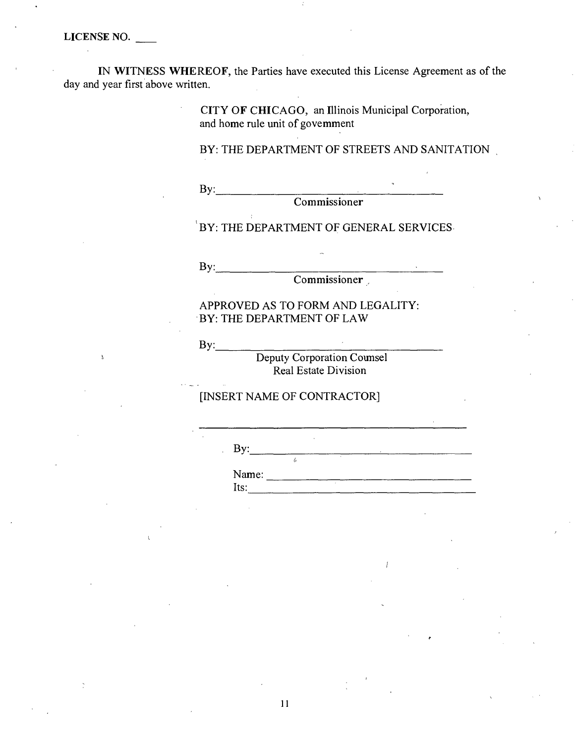LICENSE NO. ____

**IN WITNESS WHEREOF**, the Parties have executed this License Agreement as of the day and year first above written.

**CITY OF CHICAGO**, an Illinois Municipal Corporation, and home rule unit of government

BY: THE DEPARTMENT OF STREETS AND SANITATION

By:_________________________________
Commissioner

BY: THE DEPARTMENT OF GENERAL SERVICES

By:_________________________________
Commissioner

APPROVED AS TO FORM AND LEGALITY:
BY: THE DEPARTMENT OF LAW

By:_________________________________
Deputy Corporation Counsel
Real Estate Division

[INSERT NAME OF CONTRACTOR]

_________________________________

By:_________________________________

Name: _______________________________
Its:_________________________________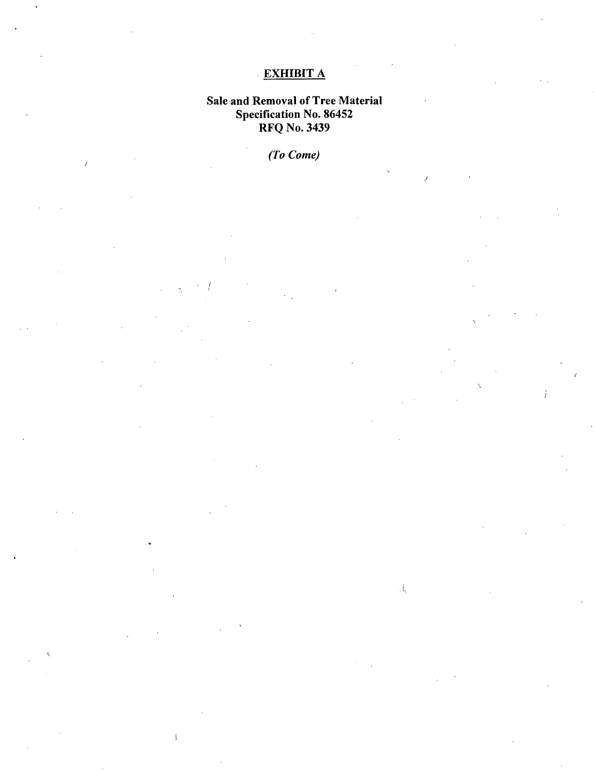# EXHIBIT A

**Sale and Removal of Tree Material**
**Specification No. 86452**
**RFQ No. 3439**

*(To Come)*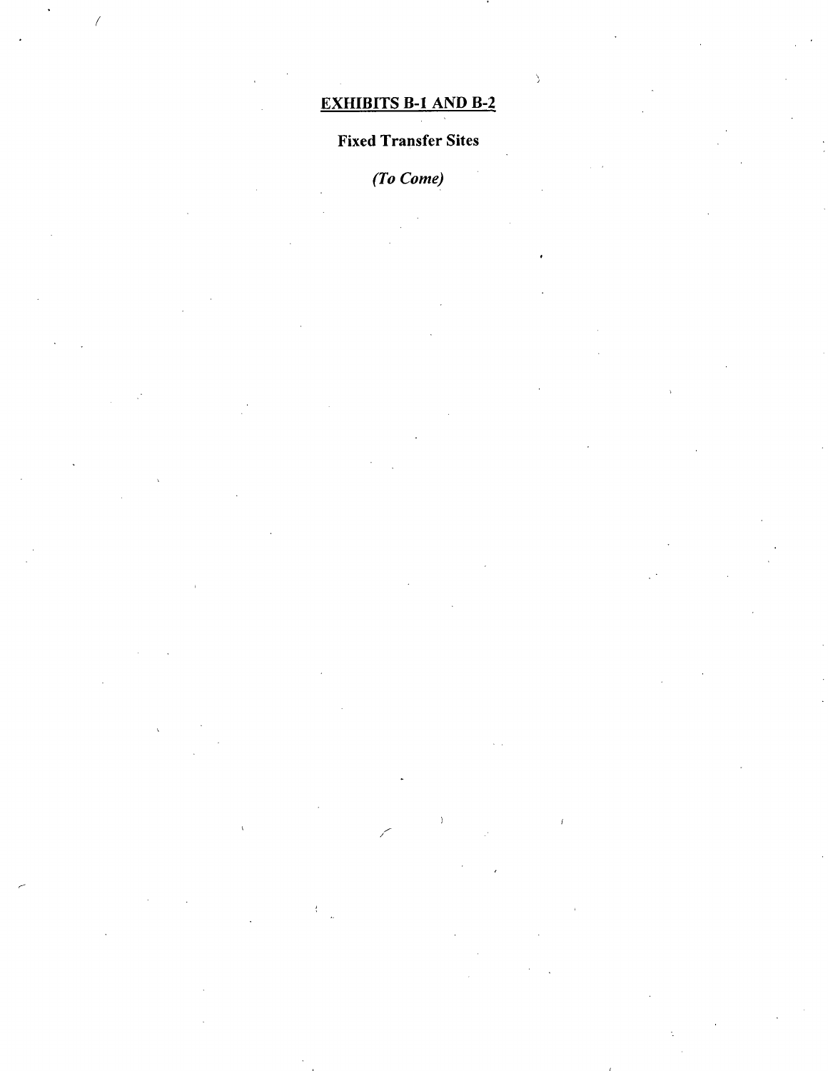# EXHIBITS B-1 AND B-2

**Fixed Transfer Sites**

*(To Come)*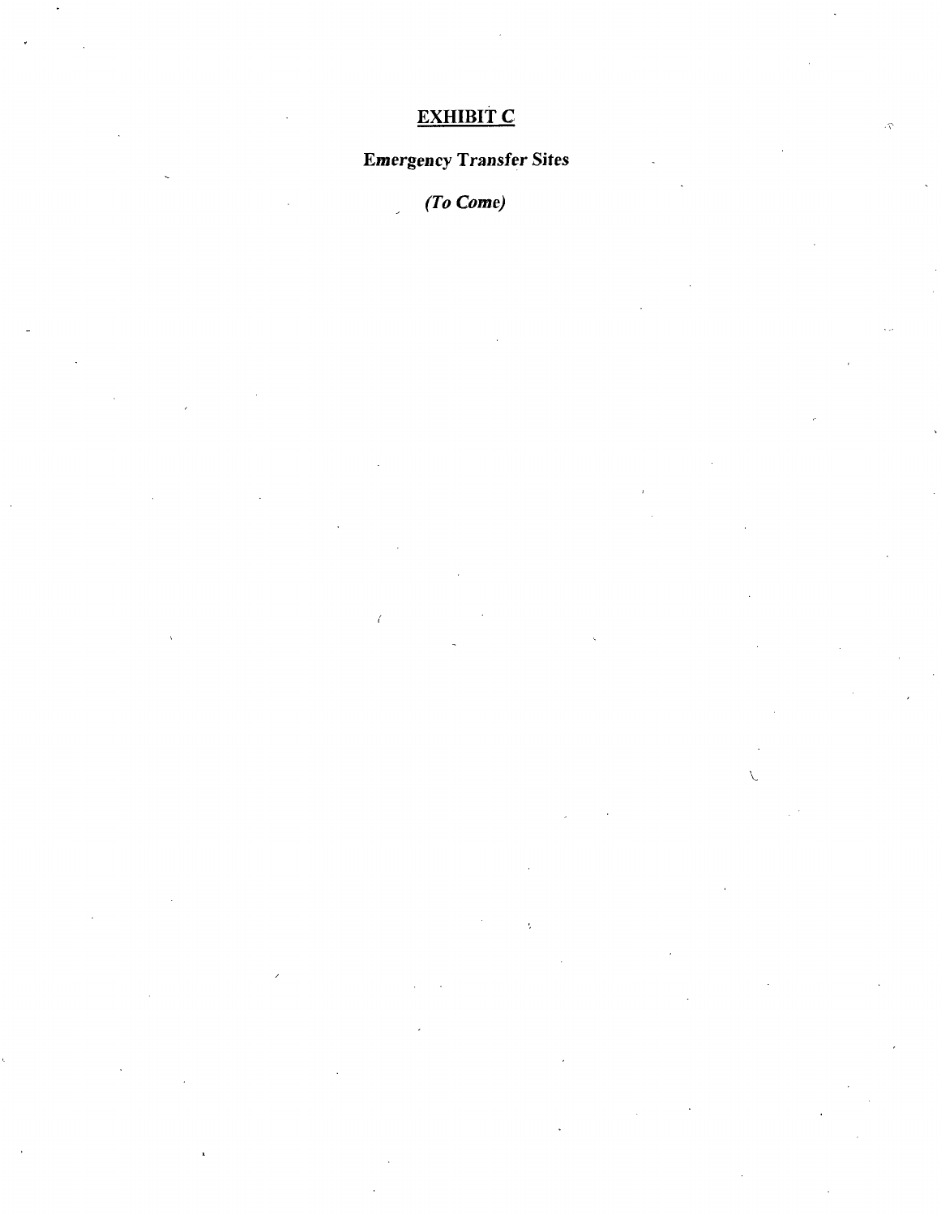# EXHIBIT C

**Emergency Transfer Sites**

*(To Come)*